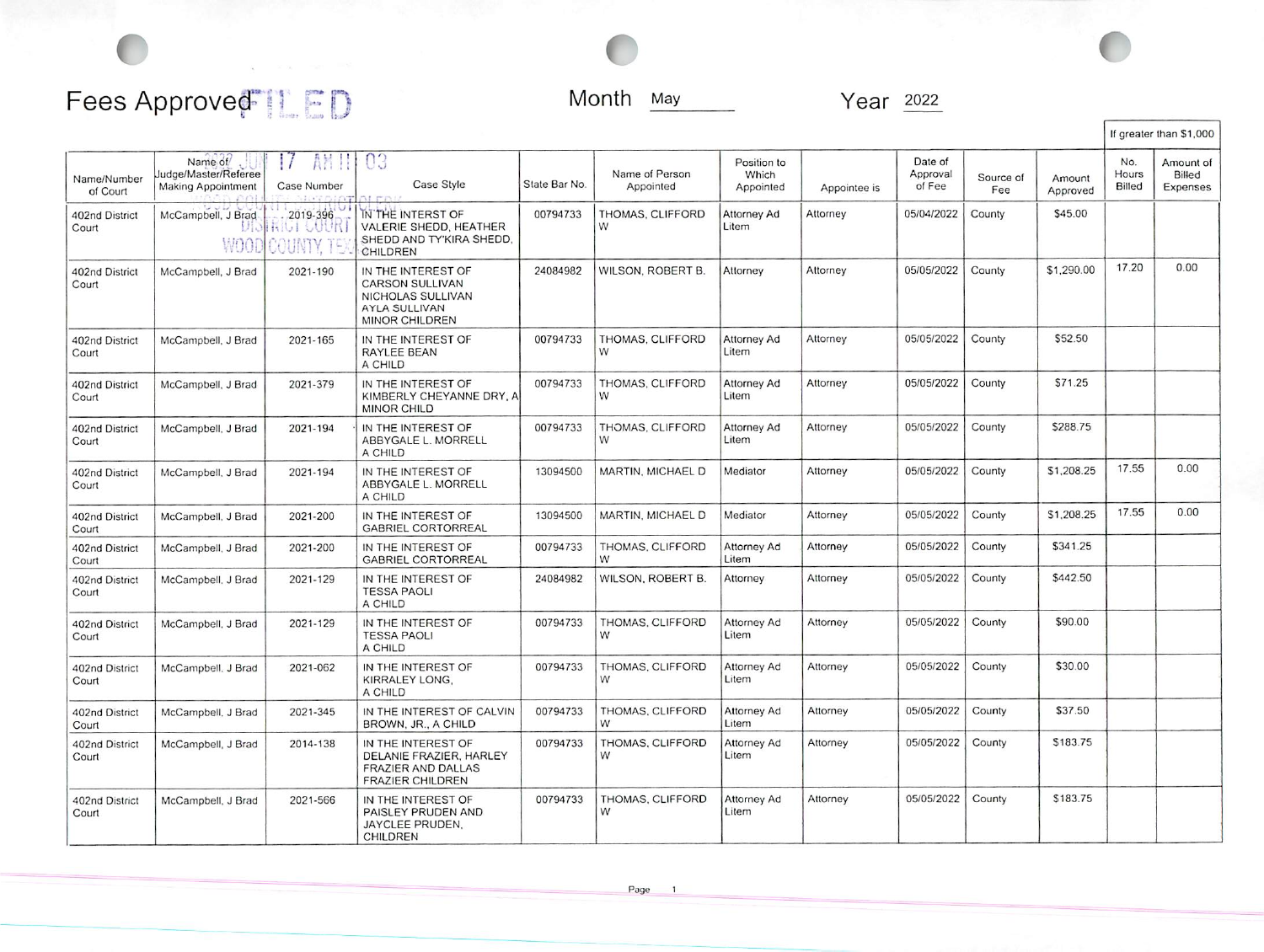# Fees Approved

Month May Year 2022

| Name/Number of Court | Name of Judge/Master/Referee Making Appointment | Case Number | Case Style | State Bar No. | Name of Person Appointed | Position to Which Appointed | Appointee is | Date of Approval of Fee | Source of Fee | Amount Approved | If greater than $1,000 No. Hours Billed | If greater than $1,000 Amount of Billed Expenses |
|---|---|---|---|---|---|---|---|---|---|---|---|---|
| 402nd District Court | McCampbell, J Brad | 2019-396 | IN THE INTERST OF VALERIE SHEDD, HEATHER SHEDD AND TY'KIRA SHEDD, CHILDREN | 00794733 | THOMAS, CLIFFORD W | Attorney Ad Litem | Attorney | 05/04/2022 | County | $45.00 | | |
| 402nd District Court | McCampbell, J Brad | 2021-190 | IN THE INTEREST OF CARSON SULLIVAN NICHOLAS SULLIVAN AYLA SULLIVAN MINOR CHILDREN | 24084982 | WILSON, ROBERT B. | Attorney | Attorney | 05/05/2022 | County | $1,290.00 | 17.20 | 0.00 |
| 402nd District Court | McCampbell, J Brad | 2021-165 | IN THE INTEREST OF RAYLEE BEAN A CHILD | 00794733 | THOMAS, CLIFFORD W | Attorney Ad Litem | Attorney | 05/05/2022 | County | $52.50 | | |
| 402nd District Court | McCampbell, J Brad | 2021-379 | IN THE INTEREST OF KIMBERLY CHEYANNE DRY, A MINOR CHILD | 00794733 | THOMAS, CLIFFORD W | Attorney Ad Litem | Attorney | 05/05/2022 | County | $71.25 | | |
| 402nd District Court | McCampbell, J Brad | 2021-194 | IN THE INTEREST OF ABBYGALE L. MORRELL A CHILD | 00794733 | THOMAS, CLIFFORD W | Attorney Ad Litem | Attorney | 05/05/2022 | County | $288.75 | | |
| 402nd District Court | McCampbell, J Brad | 2021-194 | IN THE INTEREST OF ABBYGALE L. MORRELL A CHILD | 13094500 | MARTIN, MICHAEL D | Mediator | Attorney | 05/05/2022 | County | $1,208.25 | 17.55 | 0.00 |
| 402nd District Court | McCampbell, J Brad | 2021-200 | IN THE INTEREST OF GABRIEL CORTORREAL | 13094500 | MARTIN, MICHAEL D | Mediator | Attorney | 05/05/2022 | County | $1,208.25 | 17.55 | 0.00 |
| 402nd District Court | McCampbell, J Brad | 2021-200 | IN THE INTEREST OF GABRIEL CORTORREAL | 00794733 | THOMAS, CLIFFORD W | Attorney Ad Litem | Attorney | 05/05/2022 | County | $341.25 | | |
| 402nd District Court | McCampbell, J Brad | 2021-129 | IN THE INTEREST OF TESSA PAOLI A CHILD | 24084982 | WILSON, ROBERT B. | Attorney | Attorney | 05/05/2022 | County | $442.50 | | |
| 402nd District Court | McCampbell, J Brad | 2021-129 | IN THE INTEREST OF TESSA PAOLI A CHILD | 00794733 | THOMAS, CLIFFORD W | Attorney Ad Litem | Attorney | 05/05/2022 | County | $90.00 | | |
| 402nd District Court | McCampbell, J Brad | 2021-062 | IN THE INTEREST OF KIRRALEY LONG, A CHILD | 00794733 | THOMAS, CLIFFORD W | Attorney Ad Litem | Attorney | 05/05/2022 | County | $30.00 | | |
| 402nd District Court | McCampbell, J Brad | 2021-345 | IN THE INTEREST OF CALVIN BROWN, JR., A CHILD | 00794733 | THOMAS, CLIFFORD W | Attorney Ad Litem | Attorney | 05/05/2022 | County | $37.50 | | |
| 402nd District Court | McCampbell, J Brad | 2014-138 | IN THE INTEREST OF DELANIE FRAZIER, HARLEY FRAZIER AND DALLAS FRAZIER CHILDREN | 00794733 | THOMAS, CLIFFORD W | Attorney Ad Litem | Attorney | 05/05/2022 | County | $183.75 | | |
| 402nd District Court | McCampbell, J Brad | 2021-566 | IN THE INTEREST OF PAISLEY PRUDEN AND JAYCLEE PRUDEN, CHILDREN | 00794733 | THOMAS, CLIFFORD W | Attorney Ad Litem | Attorney | 05/05/2022 | County | $183.75 | | |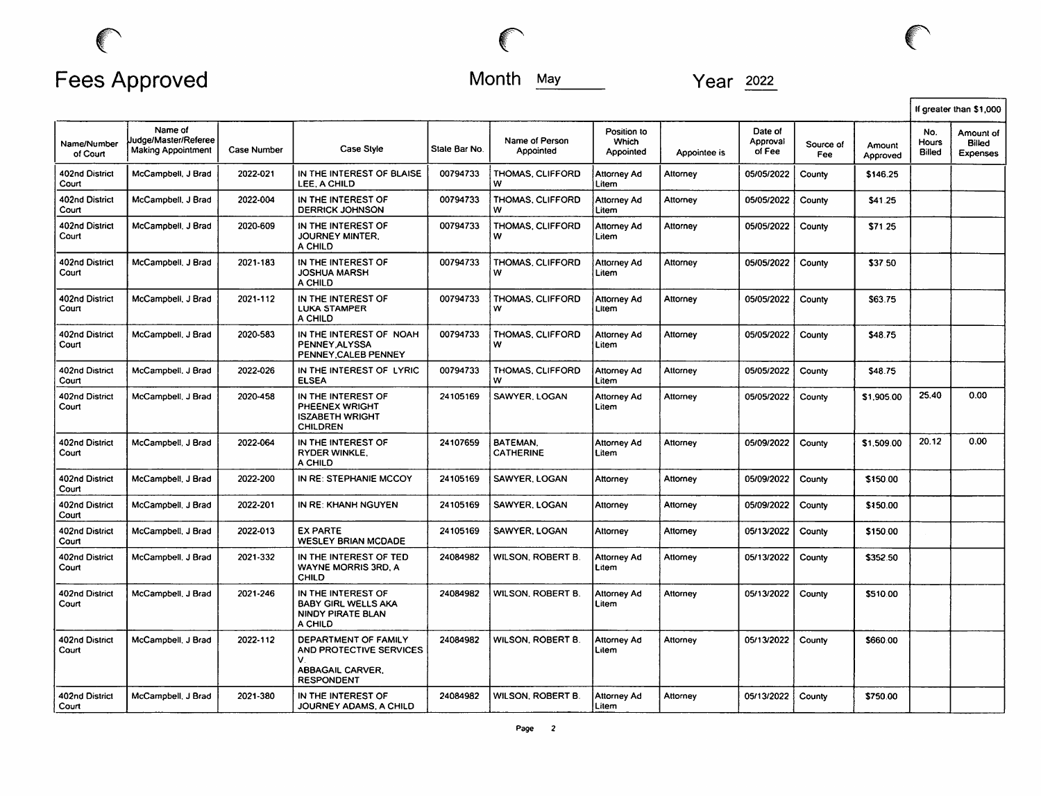# Fees Approved

Month May Year 2022

| Name/Number of Court | Name of Judge/Master/Referee Making Appointment | Case Number | Case Style | State Bar No. | Name of Person Appointed | Position to Which Appointed | Appointee is | Date of Approval of Fee | Source of Fee | Amount Approved | If greater than $1,000 | |
|---|---|---|---|---|---|---|---|---|---|---|---|---|
| | | | | | | | | | | | No. Hours Billed | Amount of Billed Expenses |
| 402nd District Court | McCampbell, J Brad | 2022-021 | IN THE INTEREST OF BLAISE LEE, A CHILD | 00794733 | THOMAS, CLIFFORD W | Attorney Ad Litem | Attorney | 05/05/2022 | County | $146.25 | | |
| 402nd District Court | McCampbell, J Brad | 2022-004 | IN THE INTEREST OF DERRICK JOHNSON | 00794733 | THOMAS, CLIFFORD W | Attorney Ad Litem | Attorney | 05/05/2022 | County | $41.25 | | |
| 402nd District Court | McCampbell, J Brad | 2020-609 | IN THE INTEREST OF JOURNEY MINTER, A CHILD | 00794733 | THOMAS, CLIFFORD W | Attorney Ad Litem | Attorney | 05/05/2022 | County | $71.25 | | |
| 402nd District Court | McCampbell, J Brad | 2021-183 | IN THE INTEREST OF JOSHUA MARSH A CHILD | 00794733 | THOMAS, CLIFFORD W | Attorney Ad Litem | Attorney | 05/05/2022 | County | $37.50 | | |
| 402nd District Court | McCampbell, J Brad | 2021-112 | IN THE INTEREST OF LUKA STAMPER A CHILD | 00794733 | THOMAS, CLIFFORD W | Attorney Ad Litem | Attorney | 05/05/2022 | County | $63.75 | | |
| 402nd District Court | McCampbell, J Brad | 2020-583 | IN THE INTEREST OF NOAH PENNEY,ALYSSA PENNEY,CALEB PENNEY | 00794733 | THOMAS, CLIFFORD W | Attorney Ad Litem | Attorney | 05/05/2022 | County | $48.75 | | |
| 402nd District Court | McCampbell, J Brad | 2022-026 | IN THE INTEREST OF LYRIC ELSEA | 00794733 | THOMAS, CLIFFORD W | Attorney Ad Litem | Attorney | 05/05/2022 | County | $48.75 | | |
| 402nd District Court | McCampbell, J Brad | 2020-458 | IN THE INTEREST OF PHEENEX WRIGHT ISZABETH WRIGHT CHILDREN | 24105169 | SAWYER, LOGAN | Attorney Ad Litem | Attorney | 05/05/2022 | County | $1,905.00 | 25.40 | 0.00 |
| 402nd District Court | McCampbell, J Brad | 2022-064 | IN THE INTEREST OF RYDER WINKLE, A CHILD | 24107659 | BATEMAN, CATHERINE | Attorney Ad Litem | Attorney | 05/09/2022 | County | $1,509.00 | 20.12 | 0.00 |
| 402nd District Court | McCampbell, J Brad | 2022-200 | IN RE: STEPHANIE MCCOY | 24105169 | SAWYER, LOGAN | Attorney | Attorney | 05/09/2022 | County | $150.00 | | |
| 402nd District Court | McCampbell, J Brad | 2022-201 | IN RE: KHANH NGUYEN | 24105169 | SAWYER, LOGAN | Attorney | Attorney | 05/09/2022 | County | $150.00 | | |
| 402nd District Court | McCampbell, J Brad | 2022-013 | EX PARTE WESLEY BRIAN MCDADE | 24105169 | SAWYER, LOGAN | Attorney | Attorney | 05/13/2022 | County | $150.00 | | |
| 402nd District Court | McCampbell, J Brad | 2021-332 | IN THE INTEREST OF TED WAYNE MORRIS 3RD, A CHILD | 24084982 | WILSON, ROBERT B. | Attorney Ad Litem | Attorney | 05/13/2022 | County | $352.50 | | |
| 402nd District Court | McCampbell, J Brad | 2021-246 | IN THE INTEREST OF BABY GIRL WELLS AKA NINDY PIRATE BLAN A CHILD | 24084982 | WILSON, ROBERT B. | Attorney Ad Litem | Attorney | 05/13/2022 | County | $510.00 | | |
| 402nd District Court | McCampbell, J Brad | 2022-112 | DEPARTMENT OF FAMILY AND PROTECTIVE SERVICES V. ABBAGAIL CARVER, RESPONDENT | 24084982 | WILSON, ROBERT B. | Attorney Ad Litem | Attorney | 05/13/2022 | County | $660.00 | | |
| 402nd District Court | McCampbell, J Brad | 2021-380 | IN THE INTEREST OF JOURNEY ADAMS, A CHILD | 24084982 | WILSON, ROBERT B. | Attorney Ad Litem | Attorney | 05/13/2022 | County | $750.00 | | |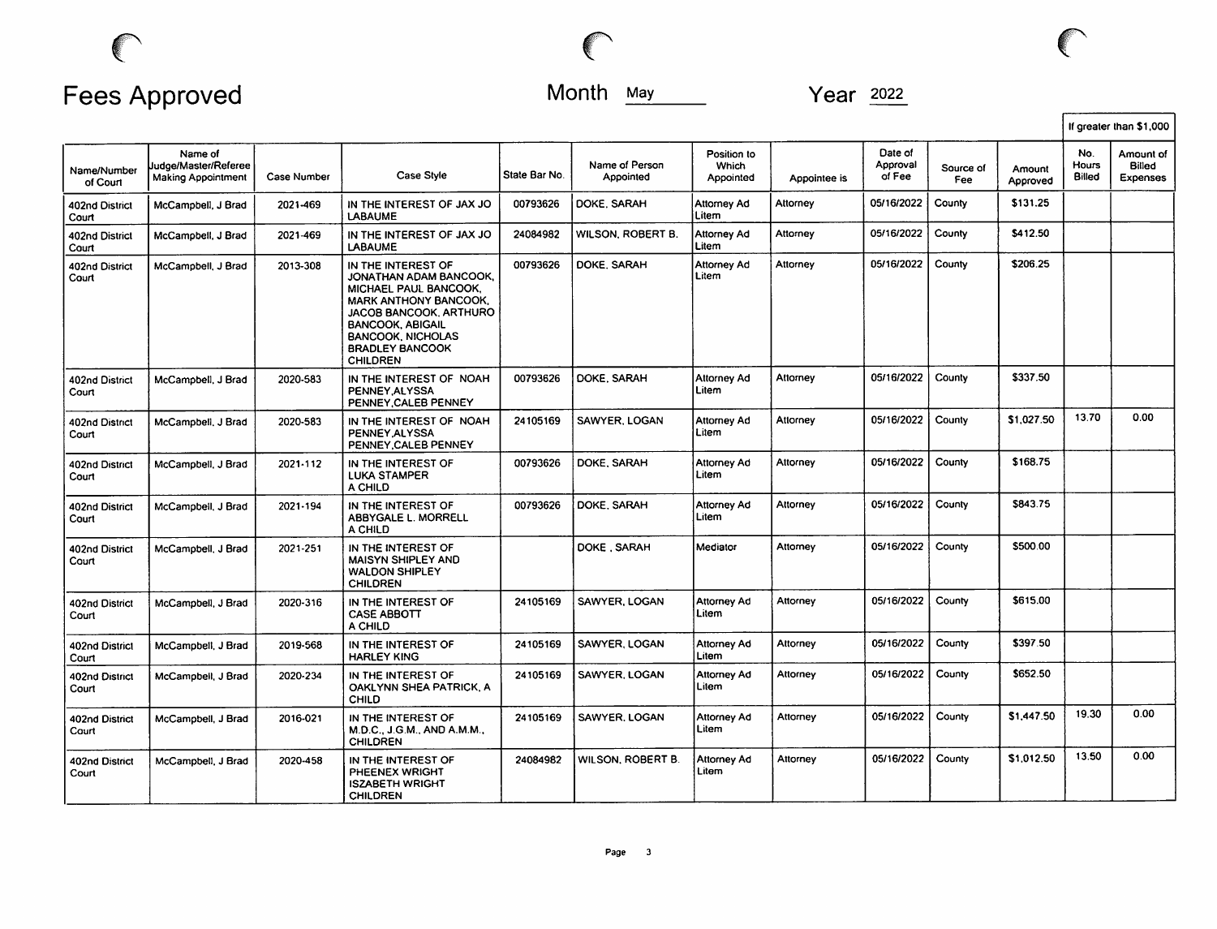# Fees Approved

Month May

Year 2022

| Name/Number of Court | Name of Judge/Master/Referee Making Appointment | Case Number | Case Style | State Bar No. | Name of Person Appointed | Position to Which Appointed | Appointee is | Date of Approval of Fee | Source of Fee | Amount Approved | If greater than $1,000 No. Hours Billed | If greater than $1,000 Amount of Billed Expenses |
|---|---|---|---|---|---|---|---|---|---|---|---|---|
| 402nd District Court | McCampbell, J Brad | 2021-469 | IN THE INTEREST OF JAX JO LABAUME | 00793626 | DOKE, SARAH | Attorney Ad Litem | Attorney | 05/16/2022 | County | $131.25 | | |
| 402nd District Court | McCampbell, J Brad | 2021-469 | IN THE INTEREST OF JAX JO LABAUME | 24084982 | WILSON, ROBERT B. | Attorney Ad Litem | Attorney | 05/16/2022 | County | $412.50 | | |
| 402nd District Court | McCampbell, J Brad | 2013-308 | IN THE INTEREST OF JONATHAN ADAM BANCOOK, MICHAEL PAUL BANCOOK, MARK ANTHONY BANCOOK, JACOB BANCOOK, ARTHURO BANCOOK, ABIGAIL BANCOOK, NICHOLAS BRADLEY BANCOOK CHILDREN | 00793626 | DOKE, SARAH | Attorney Ad Litem | Attorney | 05/16/2022 | County | $206.25 | | |
| 402nd District Court | McCampbell, J Brad | 2020-583 | IN THE INTEREST OF NOAH PENNEY,ALYSSA PENNEY,CALEB PENNEY | 00793626 | DOKE, SARAH | Attorney Ad Litem | Attorney | 05/16/2022 | County | $337.50 | | |
| 402nd District Court | McCampbell, J Brad | 2020-583 | IN THE INTEREST OF NOAH PENNEY,ALYSSA PENNEY,CALEB PENNEY | 24105169 | SAWYER, LOGAN | Attorney Ad Litem | Attorney | 05/16/2022 | County | $1,027.50 | 13.70 | 0.00 |
| 402nd District Court | McCampbell, J Brad | 2021-112 | IN THE INTEREST OF LUKA STAMPER A CHILD | 00793626 | DOKE, SARAH | Attorney Ad Litem | Attorney | 05/16/2022 | County | $168.75 | | |
| 402nd District Court | McCampbell, J Brad | 2021-194 | IN THE INTEREST OF ABBYGALE L. MORRELL A CHILD | 00793626 | DOKE, SARAH | Attorney Ad Litem | Attorney | 05/16/2022 | County | $843.75 | | |
| 402nd District Court | McCampbell, J Brad | 2021-251 | IN THE INTEREST OF MAISYN SHIPLEY AND WALDON SHIPLEY CHILDREN | | DOKE , SARAH | Mediator | Attorney | 05/16/2022 | County | $500.00 | | |
| 402nd District Court | McCampbell, J Brad | 2020-316 | IN THE INTEREST OF CASE ABBOTT A CHILD | 24105169 | SAWYER, LOGAN | Attorney Ad Litem | Attorney | 05/16/2022 | County | $615.00 | | |
| 402nd District Court | McCampbell, J Brad | 2019-568 | IN THE INTEREST OF HARLEY KING | 24105169 | SAWYER, LOGAN | Attorney Ad Litem | Attorney | 05/16/2022 | County | $397.50 | | |
| 402nd District Court | McCampbell, J Brad | 2020-234 | IN THE INTEREST OF OAKLYNN SHEA PATRICK, A CHILD | 24105169 | SAWYER, LOGAN | Attorney Ad Litem | Attorney | 05/16/2022 | County | $652.50 | | |
| 402nd District Court | McCampbell, J Brad | 2016-021 | IN THE INTEREST OF M.D.C., J.G.M., AND A.M.M., CHILDREN | 24105169 | SAWYER, LOGAN | Attorney Ad Litem | Attorney | 05/16/2022 | County | $1,447.50 | 19.30 | 0.00 |
| 402nd District Court | McCampbell, J Brad | 2020-458 | IN THE INTEREST OF PHEENEX WRIGHT ISZABETH WRIGHT CHILDREN | 24084982 | WILSON, ROBERT B. | Attorney Ad Litem | Attorney | 05/16/2022 | County | $1,012.50 | 13.50 | 0.00 |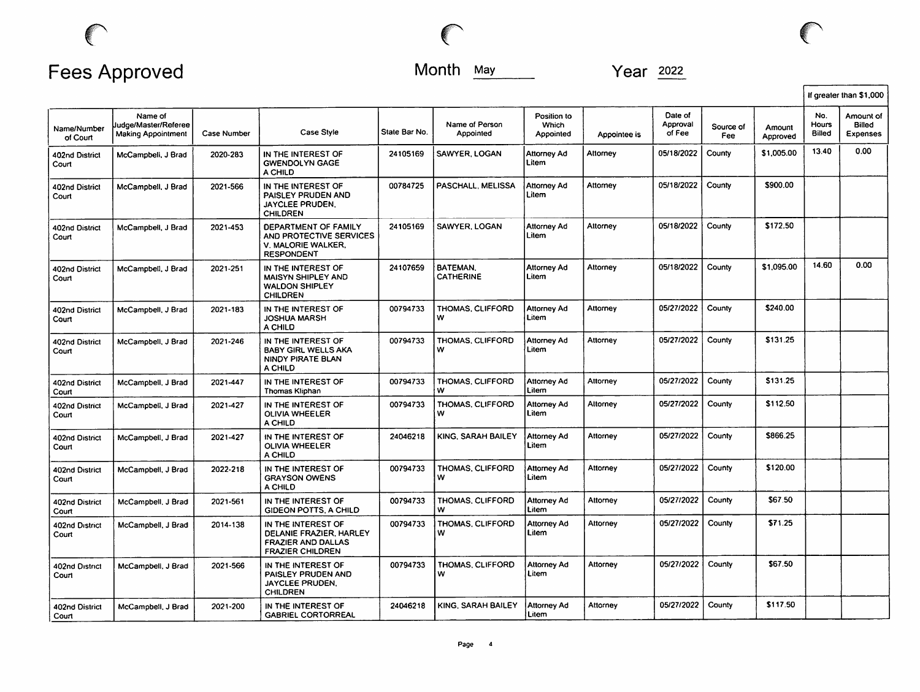# Fees Approved

Month May Year 2022

| Name/Number of Court | Name of Judge/Master/Referee Making Appointment | Case Number | Case Style | State Bar No. | Name of Person Appointed | Position to Which Appointed | Appointee is | Date of Approval of Fee | Source of Fee | Amount Approved | If greater than $1,000 No. Hours Billed | If greater than $1,000 Amount of Billed Expenses |
|---|---|---|---|---|---|---|---|---|---|---|---|---|
| 402nd District Court | McCampbell, J Brad | 2020-283 | IN THE INTEREST OF GWENDOLYN GAGE A CHILD | 24105169 | SAWYER, LOGAN | Attorney Ad Litem | Attorney | 05/18/2022 | County | $1,005.00 | 13.40 | 0.00 |
| 402nd District Court | McCampbell, J Brad | 2021-566 | IN THE INTEREST OF PAISLEY PRUDEN AND JAYCLEE PRUDEN, CHILDREN | 00784725 | PASCHALL, MELISSA | Attorney Ad Litem | Attorney | 05/18/2022 | County | $900.00 | | |
| 402nd District Court | McCampbell, J Brad | 2021-453 | DEPARTMENT OF FAMILY AND PROTECTIVE SERVICES V. MALORIE WALKER, RESPONDENT | 24105169 | SAWYER, LOGAN | Attorney Ad Litem | Attorney | 05/18/2022 | County | $172.50 | | |
| 402nd District Court | McCampbell, J Brad | 2021-251 | IN THE INTEREST OF MAISYN SHIPLEY AND WALDON SHIPLEY CHILDREN | 24107659 | BATEMAN, CATHERINE | Attorney Ad Litem | Attorney | 05/18/2022 | County | $1,095.00 | 14.60 | 0.00 |
| 402nd District Court | McCampbell, J Brad | 2021-183 | IN THE INTEREST OF JOSHUA MARSH A CHILD | 00794733 | THOMAS, CLIFFORD W | Attorney Ad Litem | Attorney | 05/27/2022 | County | $240.00 | | |
| 402nd District Court | McCampbell, J Brad | 2021-246 | IN THE INTEREST OF BABY GIRL WELLS AKA NINDY PIRATE BLAN A CHILD | 00794733 | THOMAS, CLIFFORD W | Attorney Ad Litem | Attorney | 05/27/2022 | County | $131.25 | | |
| 402nd District Court | McCampbell, J Brad | 2021-447 | IN THE INTEREST OF Thomas Kliphan | 00794733 | THOMAS, CLIFFORD W | Attorney Ad Litem | Attorney | 05/27/2022 | County | $131.25 | | |
| 402nd District Court | McCampbell, J Brad | 2021-427 | IN THE INTEREST OF OLIVIA WHEELER A CHILD | 00794733 | THOMAS, CLIFFORD W | Attorney Ad Litem | Attorney | 05/27/2022 | County | $112.50 | | |
| 402nd District Court | McCampbell, J Brad | 2021-427 | IN THE INTEREST OF OLIVIA WHEELER A CHILD | 24046218 | KING, SARAH BAILEY | Attorney Ad Litem | Attorney | 05/27/2022 | County | $866.25 | | |
| 402nd District Court | McCampbell, J Brad | 2022-218 | IN THE INTEREST OF GRAYSON OWENS A CHILD | 00794733 | THOMAS, CLIFFORD W | Attorney Ad Litem | Attorney | 05/27/2022 | County | $120.00 | | |
| 402nd District Court | McCampbell, J Brad | 2021-561 | IN THE INTEREST OF GIDEON POTTS, A CHILD | 00794733 | THOMAS, CLIFFORD W | Attorney Ad Litem | Attorney | 05/27/2022 | County | $67.50 | | |
| 402nd District Court | McCampbell, J Brad | 2014-138 | IN THE INTEREST OF DELANIE FRAZIER, HARLEY FRAZIER AND DALLAS FRAZIER CHILDREN | 00794733 | THOMAS, CLIFFORD W | Attorney Ad Litem | Attorney | 05/27/2022 | County | $71.25 | | |
| 402nd District Court | McCampbell, J Brad | 2021-566 | IN THE INTEREST OF PAISLEY PRUDEN AND JAYCLEE PRUDEN, CHILDREN | 00794733 | THOMAS, CLIFFORD W | Attorney Ad Litem | Attorney | 05/27/2022 | County | $67.50 | | |
| 402nd District Court | McCampbell, J Brad | 2021-200 | IN THE INTEREST OF GABRIEL CORTORREAL | 24046218 | KING, SARAH BAILEY | Attorney Ad Litem | Attorney | 05/27/2022 | County | $117.50 | | |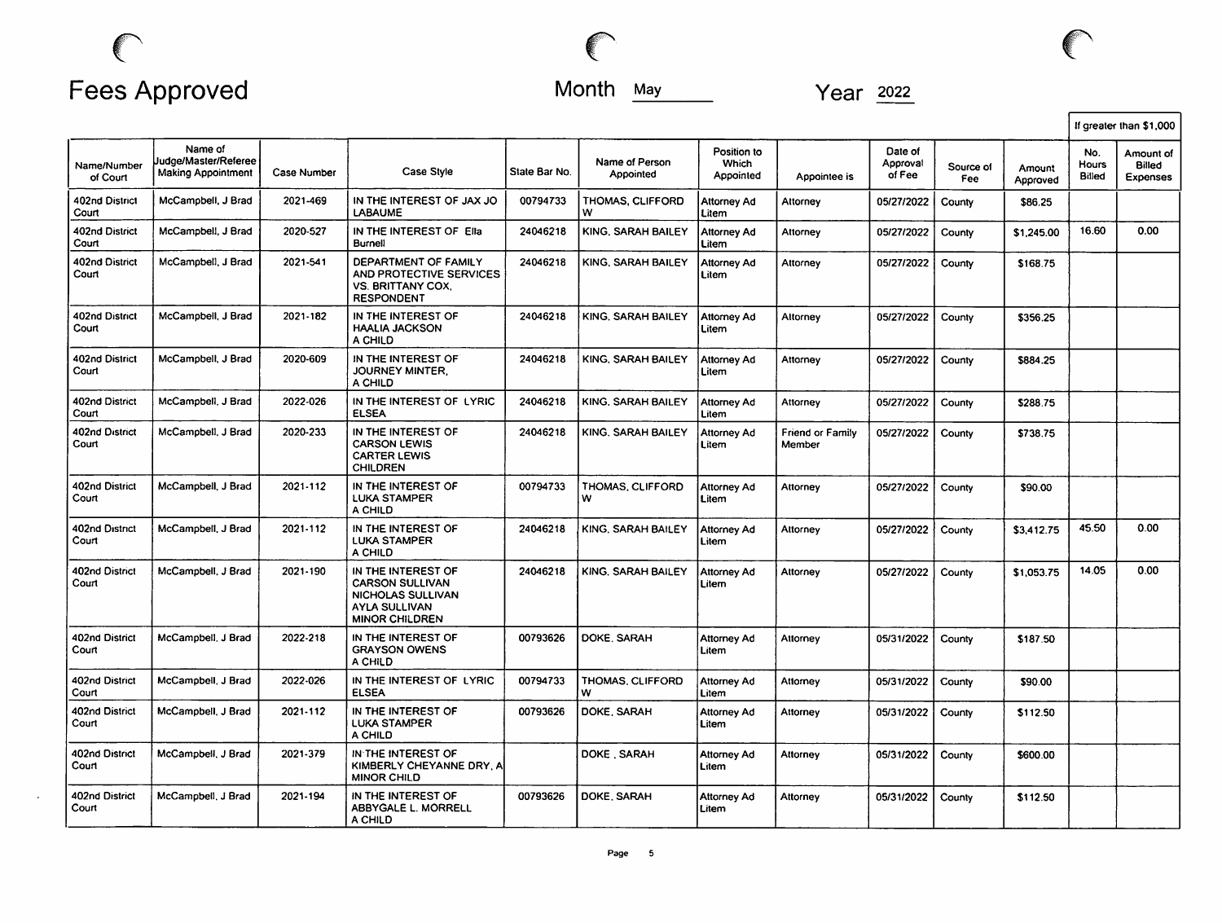# Fees Approved

**Month** May **Year** 2022

| Name/Number of Court | Name of Judge/Master/Referee Making Appointment | Case Number | Case Style | State Bar No. | Name of Person Appointed | Position to Which Appointed | Appointee is | Date of Approval of Fee | Source of Fee | Amount Approved | If greater than $1,000 No. Hours Billed | If greater than $1,000 Amount of Billed Expenses |
|---|---|---|---|---|---|---|---|---|---|---|---|---|
| 402nd District Court | McCampbell, J Brad | 2021-469 | IN THE INTEREST OF JAX JO LABAUME | 00794733 | THOMAS, CLIFFORD W | Attorney Ad Litem | Attorney | 05/27/2022 | County | $86.25 | | |
| 402nd District Court | McCampbell, J Brad | 2020-527 | IN THE INTEREST OF Ella Burnell | 24046218 | KING, SARAH BAILEY | Attorney Ad Litem | Attorney | 05/27/2022 | County | $1,245.00 | 16.60 | 0.00 |
| 402nd District Court | McCampbell, J Brad | 2021-541 | DEPARTMENT OF FAMILY AND PROTECTIVE SERVICES VS. BRITTANY COX, RESPONDENT | 24046218 | KING, SARAH BAILEY | Attorney Ad Litem | Attorney | 05/27/2022 | County | $168.75 | | |
| 402nd District Court | McCampbell, J Brad | 2021-182 | IN THE INTEREST OF HAALIA JACKSON A CHILD | 24046218 | KING, SARAH BAILEY | Attorney Ad Litem | Attorney | 05/27/2022 | County | $356.25 | | |
| 402nd District Court | McCampbell, J Brad | 2020-609 | IN THE INTEREST OF JOURNEY MINTER, A CHILD | 24046218 | KING, SARAH BAILEY | Attorney Ad Litem | Attorney | 05/27/2022 | County | $884.25 | | |
| 402nd District Court | McCampbell, J Brad | 2022-026 | IN THE INTEREST OF LYRIC ELSEA | 24046218 | KING, SARAH BAILEY | Attorney Ad Litem | Attorney | 05/27/2022 | County | $288.75 | | |
| 402nd District Court | McCampbell, J Brad | 2020-233 | IN THE INTEREST OF CARSON LEWIS CARTER LEWIS CHILDREN | 24046218 | KING, SARAH BAILEY | Attorney Ad Litem | Friend or Family Member | 05/27/2022 | County | $738.75 | | |
| 402nd District Court | McCampbell, J Brad | 2021-112 | IN THE INTEREST OF LUKA STAMPER A CHILD | 00794733 | THOMAS, CLIFFORD W | Attorney Ad Litem | Attorney | 05/27/2022 | County | $90.00 | | |
| 402nd District Court | McCampbell, J Brad | 2021-112 | IN THE INTEREST OF LUKA STAMPER A CHILD | 24046218 | KING, SARAH BAILEY | Attorney Ad Litem | Attorney | 05/27/2022 | County | $3,412.75 | 45.50 | 0.00 |
| 402nd District Court | McCampbell, J Brad | 2021-190 | IN THE INTEREST OF CARSON SULLIVAN NICHOLAS SULLIVAN AYLA SULLIVAN MINOR CHILDREN | 24046218 | KING, SARAH BAILEY | Attorney Ad Litem | Attorney | 05/27/2022 | County | $1,053.75 | 14.05 | 0.00 |
| 402nd District Court | McCampbell, J Brad | 2022-218 | IN THE INTEREST OF GRAYSON OWENS A CHILD | 00793626 | DOKE, SARAH | Attorney Ad Litem | Attorney | 05/31/2022 | County | $187.50 | | |
| 402nd District Court | McCampbell, J Brad | 2022-026 | IN THE INTEREST OF LYRIC ELSEA | 00794733 | THOMAS, CLIFFORD W | Attorney Ad Litem | Attorney | 05/31/2022 | County | $90.00 | | |
| 402nd District Court | McCampbell, J Brad | 2021-112 | IN THE INTEREST OF LUKA STAMPER A CHILD | 00793626 | DOKE, SARAH | Attorney Ad Litem | Attorney | 05/31/2022 | County | $112.50 | | |
| 402nd District Court | McCampbell, J Brad | 2021-379 | IN THE INTEREST OF KIMBERLY CHEYANNE DRY, A MINOR CHILD | | DOKE , SARAH | Attorney Ad Litem | Attorney | 05/31/2022 | County | $600.00 | | |
| 402nd District Court | McCampbell, J Brad | 2021-194 | IN THE INTEREST OF ABBYGALE L. MORRELL A CHILD | 00793626 | DOKE, SARAH | Attorney Ad Litem | Attorney | 05/31/2022 | County | $112.50 | | |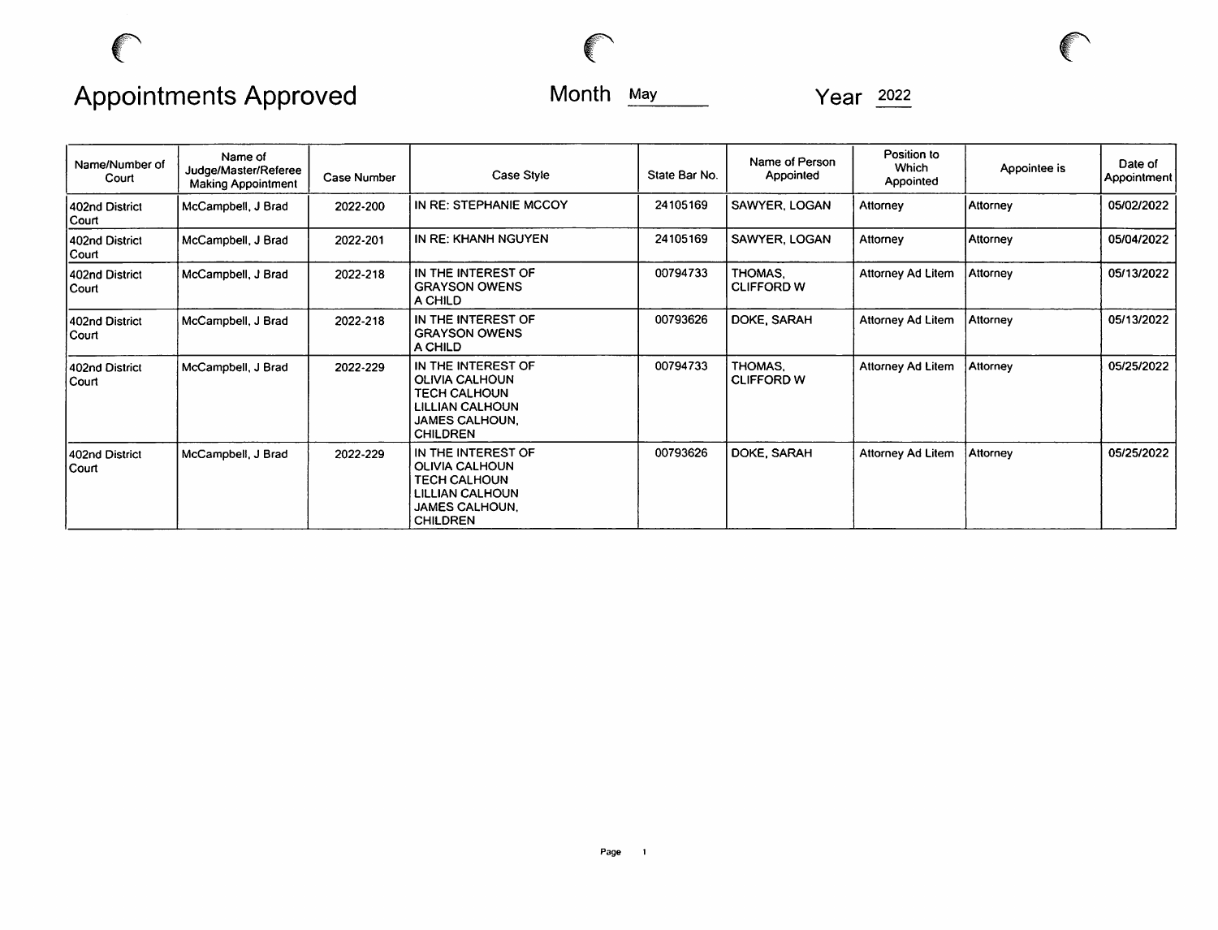# Appointments Approved

Month May Year 2022

| Name/Number of Court | Name of Judge/Master/Referee Making Appointment | Case Number | Case Style | State Bar No. | Name of Person Appointed | Position to Which Appointed | Appointee is | Date of Appointment |
|---|---|---|---|---|---|---|---|---|
| 402nd District Court | McCampbell, J Brad | 2022-200 | IN RE: STEPHANIE MCCOY | 24105169 | SAWYER, LOGAN | Attorney | Attorney | 05/02/2022 |
| 402nd District Court | McCampbell, J Brad | 2022-201 | IN RE: KHANH NGUYEN | 24105169 | SAWYER, LOGAN | Attorney | Attorney | 05/04/2022 |
| 402nd District Court | McCampbell, J Brad | 2022-218 | IN THE INTEREST OF GRAYSON OWENS A CHILD | 00794733 | THOMAS, CLIFFORD W | Attorney Ad Litem | Attorney | 05/13/2022 |
| 402nd District Court | McCampbell, J Brad | 2022-218 | IN THE INTEREST OF GRAYSON OWENS A CHILD | 00793626 | DOKE, SARAH | Attorney Ad Litem | Attorney | 05/13/2022 |
| 402nd District Court | McCampbell, J Brad | 2022-229 | IN THE INTEREST OF OLIVIA CALHOUN TECH CALHOUN LILLIAN CALHOUN JAMES CALHOUN, CHILDREN | 00794733 | THOMAS, CLIFFORD W | Attorney Ad Litem | Attorney | 05/25/2022 |
| 402nd District Court | McCampbell, J Brad | 2022-229 | IN THE INTEREST OF OLIVIA CALHOUN TECH CALHOUN LILLIAN CALHOUN JAMES CALHOUN, CHILDREN | 00793626 | DOKE, SARAH | Attorney Ad Litem | Attorney | 05/25/2022 |